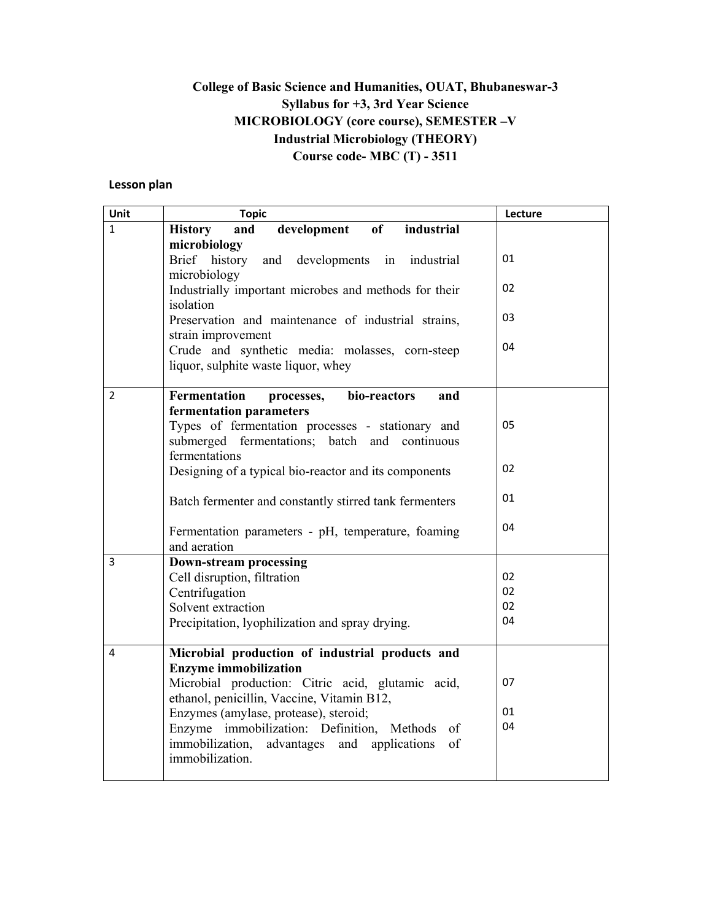# College of Basic Science and Humanities, OUAT, Bhubaneswar-3
## Syllabus for +3, 3rd Year Science
## MICROBIOLOGY (core course), SEMESTER –V
## Industrial Microbiology (THEORY)
## Course code- MBC (T) - 3511

**Lesson plan**

| Unit | Topic | Lecture |
|---|---|---|
| 1 | **History and development of industrial microbiology** | |
| | Brief history and developments in industrial microbiology | 01 |
| | Industrially important microbes and methods for their isolation | 02 |
| | Preservation and maintenance of industrial strains, strain improvement | 03 |
| | Crude and synthetic media: molasses, corn-steep liquor, sulphite waste liquor, whey | 04 |
| 2 | **Fermentation processes, bio-reactors and fermentation parameters** | |
| | Types of fermentation processes - stationary and submerged fermentations; batch and continuous fermentations | 05 |
| | Designing of a typical bio-reactor and its components | 02 |
| | Batch fermenter and constantly stirred tank fermenters | 01 |
| | Fermentation parameters - pH, temperature, foaming and aeration | 04 |
| 3 | **Down-stream processing** | |
| | Cell disruption, filtration | 02 |
| | Centrifugation | 02 |
| | Solvent extraction | 02 |
| | Precipitation, lyophilization and spray drying. | 04 |
| 4 | **Microbial production of industrial products and Enzyme immobilization** | |
| | Microbial production: Citric acid, glutamic acid, ethanol, penicillin, Vaccine, Vitamin B12, | 07 |
| | Enzymes (amylase, protease), steroid; | 01 |
| | Enzyme immobilization: Definition, Methods of immobilization, advantages and applications of immobilization. | 04 |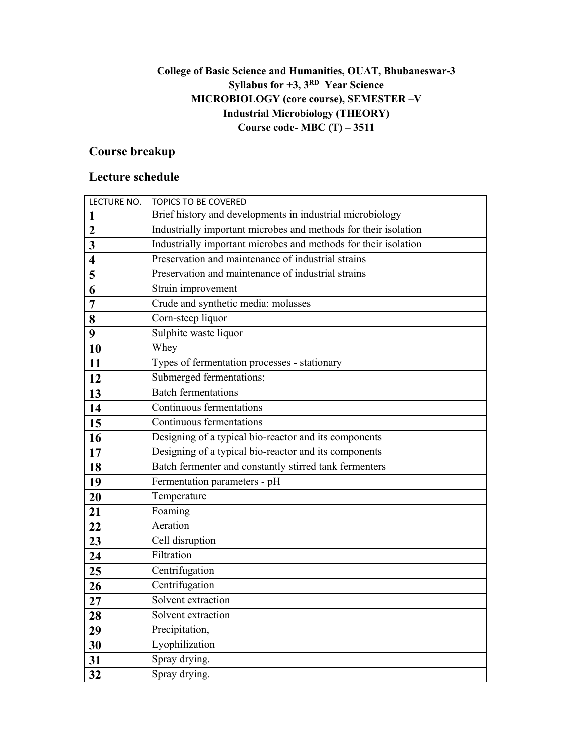**College of Basic Science and Humanities, OUAT, Bhubaneswar-3**
**Syllabus for +3, 3[RD] Year Science**
**MICROBIOLOGY (core course), SEMESTER –V**
**Industrial Microbiology (THEORY)**
**Course code- MBC (T) – 3511**

## Course breakup

## Lecture schedule

| LECTURE NO. | TOPICS TO BE COVERED |
|---|---|
| **1** | Brief history and developments in industrial microbiology |
| **2** | Industrially important microbes and methods for their isolation |
| **3** | Industrially important microbes and methods for their isolation |
| **4** | Preservation and maintenance of industrial strains |
| **5** | Preservation and maintenance of industrial strains |
| **6** | Strain improvement |
| **7** | Crude and synthetic media: molasses |
| **8** | Corn-steep liquor |
| **9** | Sulphite waste liquor |
| **10** | Whey |
| **11** | Types of fermentation processes - stationary |
| **12** | Submerged fermentations; |
| **13** | Batch fermentations |
| **14** | Continuous fermentations |
| **15** | Continuous fermentations |
| **16** | Designing of a typical bio-reactor and its components |
| **17** | Designing of a typical bio-reactor and its components |
| **18** | Batch fermenter and constantly stirred tank fermenters |
| **19** | Fermentation parameters - pH |
| **20** | Temperature |
| **21** | Foaming |
| **22** | Aeration |
| **23** | Cell disruption |
| **24** | Filtration |
| **25** | Centrifugation |
| **26** | Centrifugation |
| **27** | Solvent extraction |
| **28** | Solvent extraction |
| **29** | Precipitation, |
| **30** | Lyophilization |
| **31** | Spray drying. |
| **32** | Spray drying. |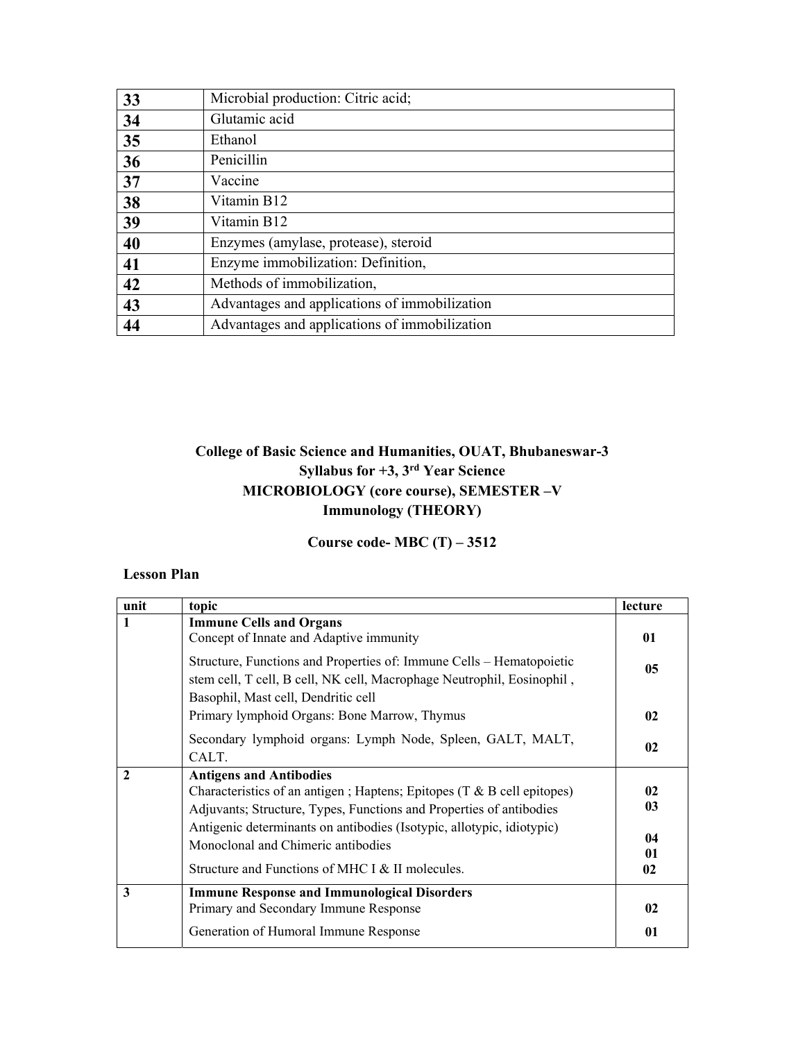| 33 | Microbial production: Citric acid; |
|---|---|
| 34 | Glutamic acid |
| 35 | Ethanol |
| 36 | Penicillin |
| 37 | Vaccine |
| 38 | Vitamin B12 |
| 39 | Vitamin B12 |
| 40 | Enzymes (amylase, protease), steroid |
| 41 | Enzyme immobilization: Definition, |
| 42 | Methods of immobilization, |
| 43 | Advantages and applications of immobilization |
| 44 | Advantages and applications of immobilization |

**College of Basic Science and Humanities, OUAT, Bhubaneswar-3**

**Syllabus for +3, 3rd Year Science**

**MICROBIOLOGY (core course), SEMESTER –V**

**Immunology (THEORY)**

**Course code- MBC (T) – 3512**

**Lesson Plan**

| unit | topic | lecture |
|---|---|---|
| **1** | **Immune Cells and Organs**<br>Concept of Innate and Adaptive immunity | **01** |
| | Structure, Functions and Properties of: Immune Cells – Hematopoietic stem cell, T cell, B cell, NK cell, Macrophage Neutrophil, Eosinophil , Basophil, Mast cell, Dendritic cell | **05** |
| | Primary lymphoid Organs: Bone Marrow, Thymus | **02** |
| | Secondary lymphoid organs: Lymph Node, Spleen, GALT, MALT, CALT. | **02** |
| **2** | **Antigens and Antibodies**<br>Characteristics of an antigen ; Haptens; Epitopes (T & B cell epitopes) | **02** |
| | Adjuvants; Structure, Types, Functions and Properties of antibodies | **03** |
| | Antigenic determinants on antibodies (Isotypic, allotypic, idiotypic) | **04** |
| | Monoclonal and Chimeric antibodies | **01** |
| | Structure and Functions of MHC I & II molecules. | **02** |
| **3** | **Immune Response and Immunological Disorders**<br>Primary and Secondary Immune Response | **02** |
| | Generation of Humoral Immune Response | **01** |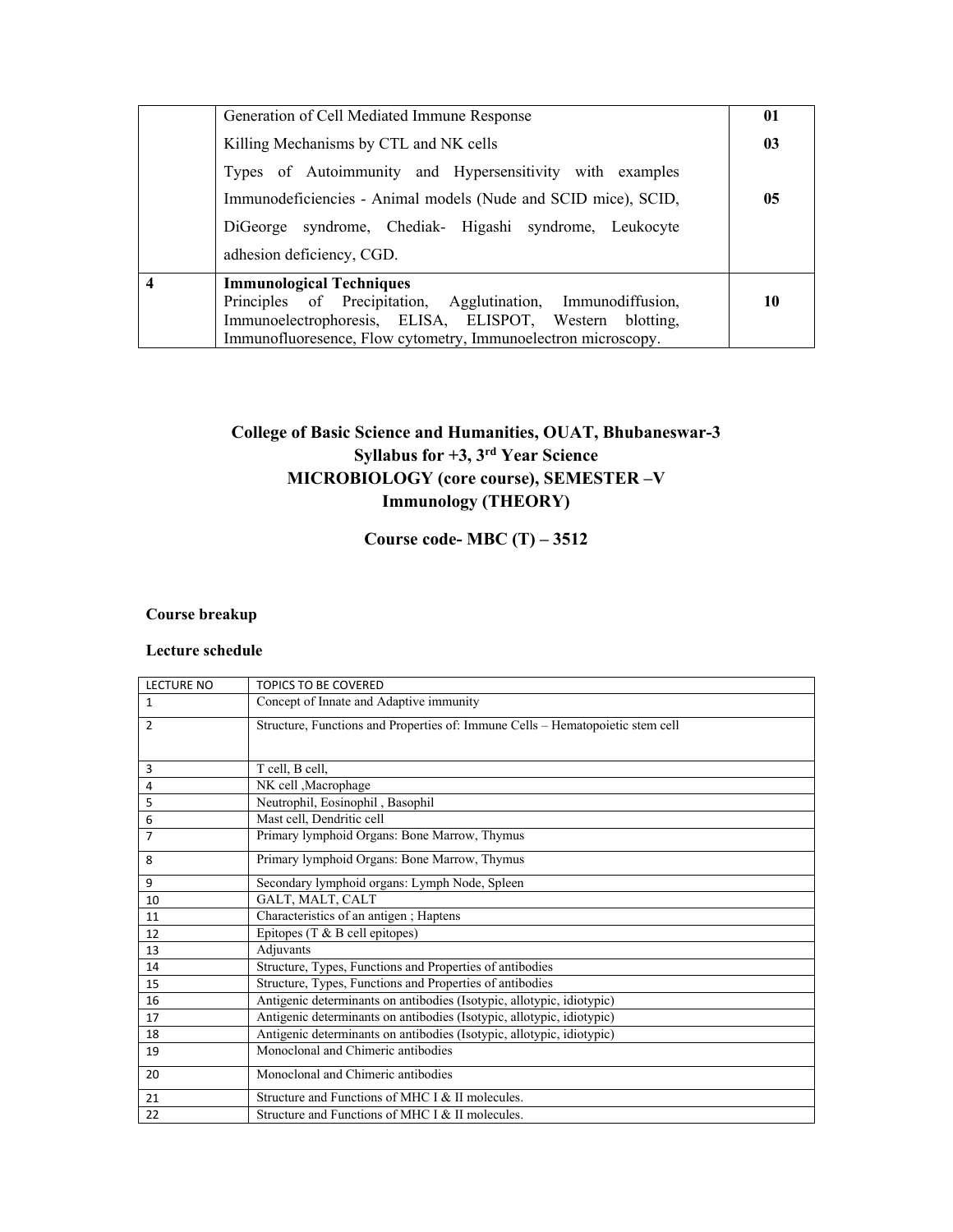| | | |
|---|---|---|
| | Generation of Cell Mediated Immune Response | **01** |
| | Killing Mechanisms by CTL and NK cells | **03** |
| | Types of Autoimmunity and Hypersensitivity with examples Immunodeficiencies - Animal models (Nude and SCID mice), SCID, DiGeorge syndrome, Chediak- Higashi syndrome, Leukocyte adhesion deficiency, CGD. | **05** |
| **4** | **Immunological Techniques** Principles of Precipitation, Agglutination, Immunodiffusion, Immunoelectrophoresis, ELISA, ELISPOT, Western blotting, Immunofluoresence, Flow cytometry, Immunoelectron microscopy. | **10** |

**College of Basic Science and Humanities, OUAT, Bhubaneswar-3**
**Syllabus for +3, 3rd Year Science**
**MICROBIOLOGY (core course), SEMESTER –V**
**Immunology (THEORY)**

**Course code- MBC (T) – 3512**

**Course breakup**

**Lecture schedule**

| LECTURE NO | TOPICS TO BE COVERED |
|---|---|
| 1 | Concept of Innate and Adaptive immunity |
| 2 | Structure, Functions and Properties of: Immune Cells – Hematopoietic stem cell |
| 3 | T cell, B cell, |
| 4 | NK cell ,Macrophage |
| 5 | Neutrophil, Eosinophil , Basophil |
| 6 | Mast cell, Dendritic cell |
| 7 | Primary lymphoid Organs: Bone Marrow, Thymus |
| 8 | Primary lymphoid Organs: Bone Marrow, Thymus |
| 9 | Secondary lymphoid organs: Lymph Node, Spleen |
| 10 | GALT, MALT, CALT |
| 11 | Characteristics of an antigen ; Haptens |
| 12 | Epitopes (T & B cell epitopes) |
| 13 | Adjuvants |
| 14 | Structure, Types, Functions and Properties of antibodies |
| 15 | Structure, Types, Functions and Properties of antibodies |
| 16 | Antigenic determinants on antibodies (Isotypic, allotypic, idiotypic) |
| 17 | Antigenic determinants on antibodies (Isotypic, allotypic, idiotypic) |
| 18 | Antigenic determinants on antibodies (Isotypic, allotypic, idiotypic) |
| 19 | Monoclonal and Chimeric antibodies |
| 20 | Monoclonal and Chimeric antibodies |
| 21 | Structure and Functions of MHC I & II molecules. |
| 22 | Structure and Functions of MHC I & II molecules. |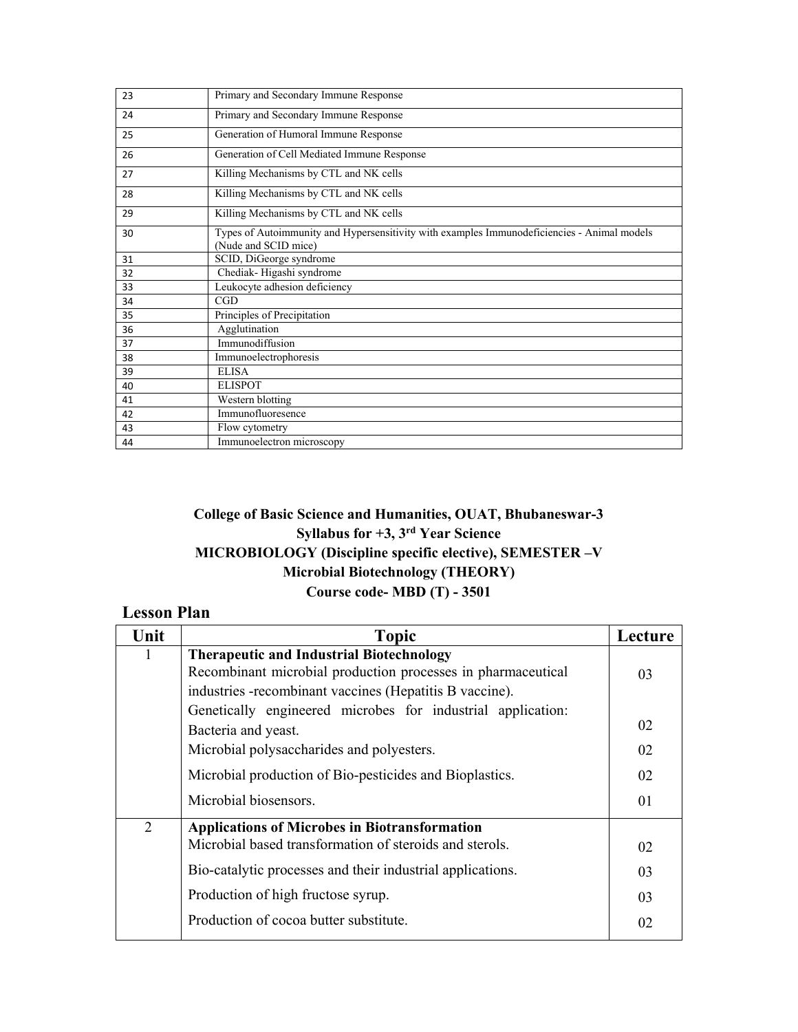| | |
|---|---|
| 23 | Primary and Secondary Immune Response |
| 24 | Primary and Secondary Immune Response |
| 25 | Generation of Humoral Immune Response |
| 26 | Generation of Cell Mediated Immune Response |
| 27 | Killing Mechanisms by CTL and NK cells |
| 28 | Killing Mechanisms by CTL and NK cells |
| 29 | Killing Mechanisms by CTL and NK cells |
| 30 | Types of Autoimmunity and Hypersensitivity with examples Immunodeficiencies - Animal models (Nude and SCID mice) |
| 31 | SCID, DiGeorge syndrome |
| 32 | Chediak- Higashi syndrome |
| 33 | Leukocyte adhesion deficiency |
| 34 | CGD |
| 35 | Principles of Precipitation |
| 36 | Agglutination |
| 37 | Immunodiffusion |
| 38 | Immunoelectrophoresis |
| 39 | ELISA |
| 40 | ELISPOT |
| 41 | Western blotting |
| 42 | Immunofluoresence |
| 43 | Flow cytometry |
| 44 | Immunoelectron microscopy |

**College of Basic Science and Humanities, OUAT, Bhubaneswar-3**
**Syllabus for +3, 3rd Year Science**
**MICROBIOLOGY (Discipline specific elective), SEMESTER –V**
**Microbial Biotechnology (THEORY)**
**Course code- MBD (T) - 3501**

## Lesson Plan

| Unit | Topic | Lecture |
|---|---|---|
| 1 | **Therapeutic and Industrial Biotechnology** | |
| | Recombinant microbial production processes in pharmaceutical industries -recombinant vaccines (Hepatitis B vaccine). | 03 |
| | Genetically engineered microbes for industrial application: Bacteria and yeast. | 02 |
| | Microbial polysaccharides and polyesters. | 02 |
| | Microbial production of Bio-pesticides and Bioplastics. | 02 |
| | Microbial biosensors. | 01 |
| 2 | **Applications of Microbes in Biotransformation** | |
| | Microbial based transformation of steroids and sterols. | 02 |
| | Bio-catalytic processes and their industrial applications. | 03 |
| | Production of high fructose syrup. | 03 |
| | Production of cocoa butter substitute. | 02 |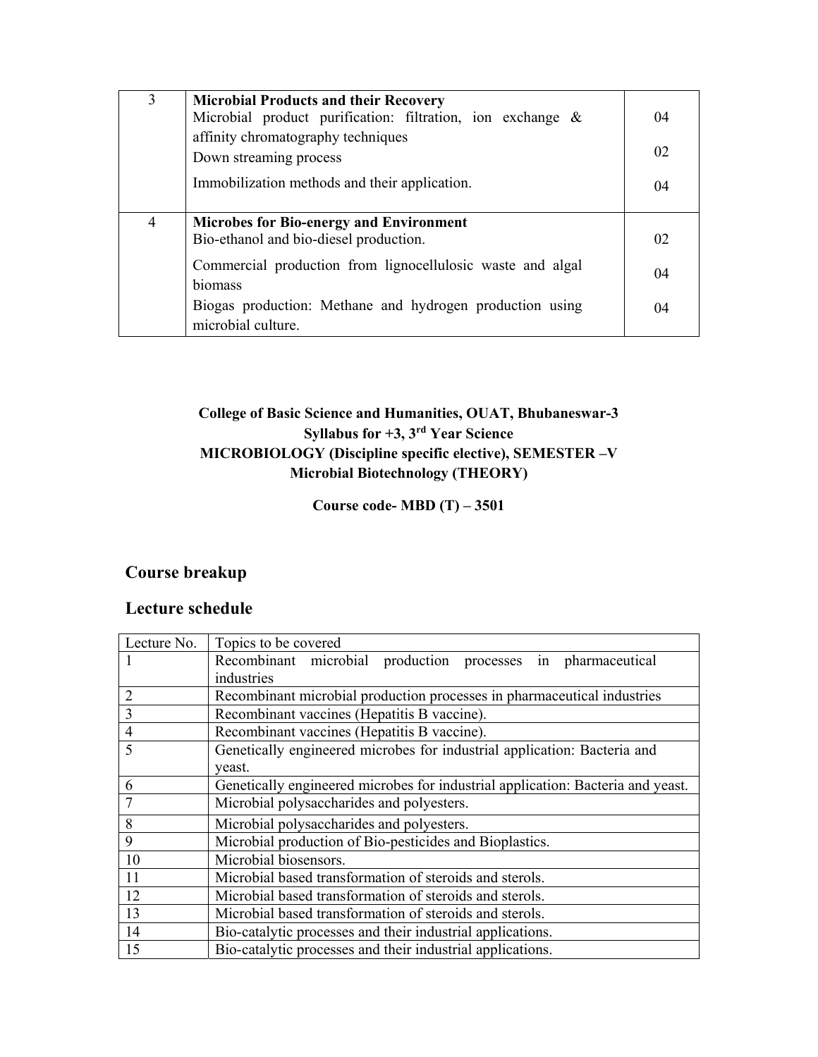| 3 | **Microbial Products and their Recovery**<br>Microbial product purification: filtration, ion exchange & affinity chromatography techniques<br>Down streaming process<br>Immobilization methods and their application. | 04<br>02<br>04 |
|---|---|---|
| 4 | **Microbes for Bio-energy and Environment**<br>Bio-ethanol and bio-diesel production.<br>Commercial production from lignocellulosic waste and algal biomass<br>Biogas production: Methane and hydrogen production using microbial culture. | 02<br>04<br>04 |

**College of Basic Science and Humanities, OUAT, Bhubaneswar-3**
**Syllabus for +3, 3rd Year Science**
**MICROBIOLOGY (Discipline specific elective), SEMESTER –V**
**Microbial Biotechnology (THEORY)**

**Course code- MBD (T) – 3501**

## Course breakup

## Lecture schedule

| Lecture No. | Topics to be covered |
|---|---|
| 1 | Recombinant microbial production processes in pharmaceutical industries |
| 2 | Recombinant microbial production processes in pharmaceutical industries |
| 3 | Recombinant vaccines (Hepatitis B vaccine). |
| 4 | Recombinant vaccines (Hepatitis B vaccine). |
| 5 | Genetically engineered microbes for industrial application: Bacteria and yeast. |
| 6 | Genetically engineered microbes for industrial application: Bacteria and yeast. |
| 7 | Microbial polysaccharides and polyesters. |
| 8 | Microbial polysaccharides and polyesters. |
| 9 | Microbial production of Bio-pesticides and Bioplastics. |
| 10 | Microbial biosensors. |
| 11 | Microbial based transformation of steroids and sterols. |
| 12 | Microbial based transformation of steroids and sterols. |
| 13 | Microbial based transformation of steroids and sterols. |
| 14 | Bio-catalytic processes and their industrial applications. |
| 15 | Bio-catalytic processes and their industrial applications. |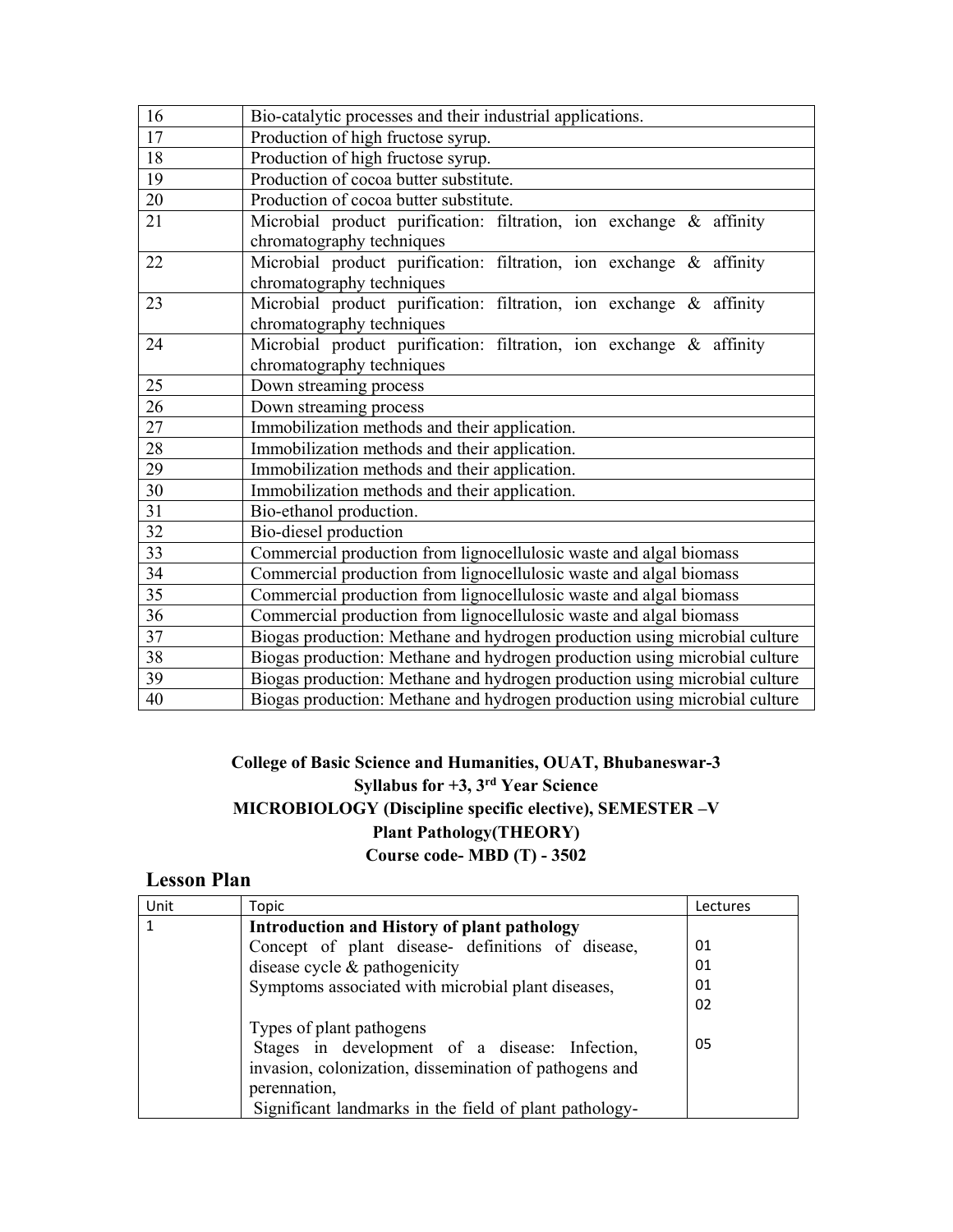| | |
|---|---|
| 16 | Bio-catalytic processes and their industrial applications. |
| 17 | Production of high fructose syrup. |
| 18 | Production of high fructose syrup. |
| 19 | Production of cocoa butter substitute. |
| 20 | Production of cocoa butter substitute. |
| 21 | Microbial product purification: filtration, ion exchange & affinity chromatography techniques |
| 22 | Microbial product purification: filtration, ion exchange & affinity chromatography techniques |
| 23 | Microbial product purification: filtration, ion exchange & affinity chromatography techniques |
| 24 | Microbial product purification: filtration, ion exchange & affinity chromatography techniques |
| 25 | Down streaming process |
| 26 | Down streaming process |
| 27 | Immobilization methods and their application. |
| 28 | Immobilization methods and their application. |
| 29 | Immobilization methods and their application. |
| 30 | Immobilization methods and their application. |
| 31 | Bio-ethanol production. |
| 32 | Bio-diesel production |
| 33 | Commercial production from lignocellulosic waste and algal biomass |
| 34 | Commercial production from lignocellulosic waste and algal biomass |
| 35 | Commercial production from lignocellulosic waste and algal biomass |
| 36 | Commercial production from lignocellulosic waste and algal biomass |
| 37 | Biogas production: Methane and hydrogen production using microbial culture |
| 38 | Biogas production: Methane and hydrogen production using microbial culture |
| 39 | Biogas production: Methane and hydrogen production using microbial culture |
| 40 | Biogas production: Methane and hydrogen production using microbial culture |

**College of Basic Science and Humanities, OUAT, Bhubaneswar-3**

**Syllabus for +3, 3rd Year Science**

**MICROBIOLOGY (Discipline specific elective), SEMESTER –V**

**Plant Pathology(THEORY)**

**Course code- MBD (T) - 3502**

## Lesson Plan

| Unit | Topic | Lectures |
|---|---|---|
| 1 | **Introduction and History of plant pathology**<br>Concept of plant disease- definitions of disease, disease cycle & pathogenicity<br>Symptoms associated with microbial plant diseases,<br><br>Types of plant pathogens<br>Stages in development of a disease: Infection, invasion, colonization, dissemination of pathogens and perennation,<br>Significant landmarks in the field of plant pathology- | 01<br>01<br>01<br>02<br><br>05 |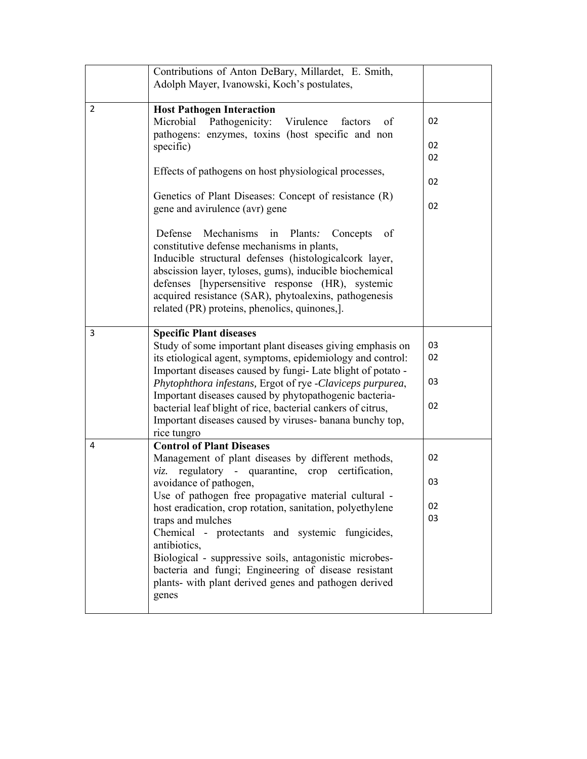| | | |
|---|---|---|
| | Contributions of Anton DeBary, Millardet, E. Smith, Adolph Mayer, Ivanowski, Koch's postulates, | |
| 2 | **Host Pathogen Interaction**<br>Microbial Pathogenicity: Virulence factors of pathogens: enzymes, toxins (host specific and non specific)<br><br>Effects of pathogens on host physiological processes,<br><br>Genetics of Plant Diseases: Concept of resistance (R) gene and avirulence (avr) gene<br><br>Defense Mechanisms in Plants*:* Concepts of constitutive defense mechanisms in plants,<br>Inducible structural defenses (histologicalcork layer, abscission layer, tyloses, gums), inducible biochemical defenses [hypersensitive response (HR), systemic acquired resistance (SAR), phytoalexins, pathogenesis related (PR) proteins, phenolics, quinones,]. | 02<br><br>02<br>02<br><br>02<br><br>02 |
| 3 | **Specific Plant diseases**<br>Study of some important plant diseases giving emphasis on its etiological agent, symptoms, epidemiology and control: Important diseases caused by fungi- Late blight of potato - *Phytophthora infestans,* Ergot of rye -*Claviceps purpurea*, Important diseases caused by phytopathogenic bacteria- bacterial leaf blight of rice, bacterial cankers of citrus, Important diseases caused by viruses- banana bunchy top, rice tungro | 03<br>02<br><br>03<br><br>02 |
| 4 | **Control of Plant Diseases**<br>Management of plant diseases by different methods, *viz.* regulatory - quarantine, crop certification, avoidance of pathogen,<br>Use of pathogen free propagative material cultural - host eradication, crop rotation, sanitation, polyethylene traps and mulches<br>Chemical - protectants and systemic fungicides, antibiotics,<br>Biological - suppressive soils, antagonistic microbes- bacteria and fungi; Engineering of disease resistant plants- with plant derived genes and pathogen derived genes | 02<br><br>03<br><br>02<br>03 |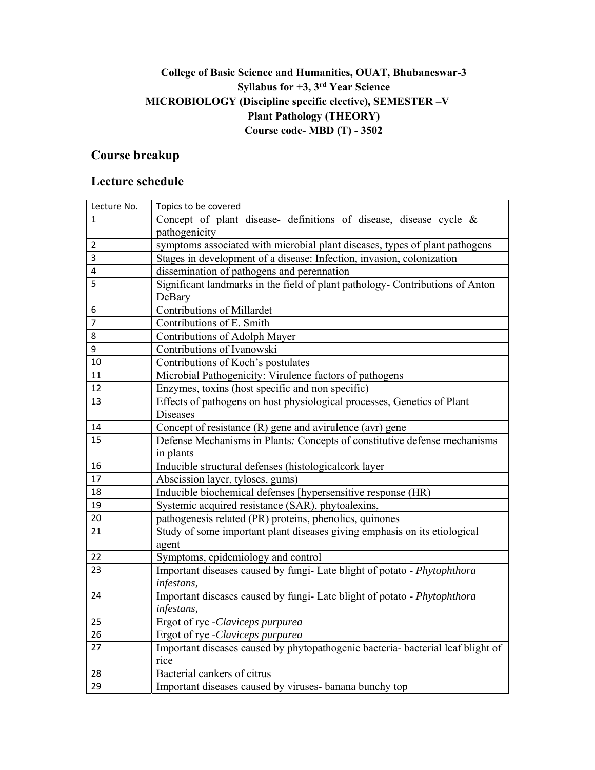**College of Basic Science and Humanities, OUAT, Bhubaneswar-3**
**Syllabus for +3, 3rd Year Science**
**MICROBIOLOGY (Discipline specific elective), SEMESTER –V**
**Plant Pathology (THEORY)**
**Course code- MBD (T) - 3502**

## Course breakup

## Lecture schedule

| Lecture No. | Topics to be covered |
|---|---|
| 1 | Concept of plant disease- definitions of disease, disease cycle & pathogenicity |
| 2 | symptoms associated with microbial plant diseases, types of plant pathogens |
| 3 | Stages in development of a disease: Infection, invasion, colonization |
| 4 | dissemination of pathogens and perennation |
| 5 | Significant landmarks in the field of plant pathology- Contributions of Anton DeBary |
| 6 | Contributions of Millardet |
| 7 | Contributions of E. Smith |
| 8 | Contributions of Adolph Mayer |
| 9 | Contributions of Ivanowski |
| 10 | Contributions of Koch's postulates |
| 11 | Microbial Pathogenicity: Virulence factors of pathogens |
| 12 | Enzymes, toxins (host specific and non specific) |
| 13 | Effects of pathogens on host physiological processes, Genetics of Plant Diseases |
| 14 | Concept of resistance (R) gene and avirulence (avr) gene |
| 15 | Defense Mechanisms in Plants*:* Concepts of constitutive defense mechanisms in plants |
| 16 | Inducible structural defenses (histologicalcork layer |
| 17 | Abscission layer, tyloses, gums) |
| 18 | Inducible biochemical defenses [hypersensitive response (HR) |
| 19 | Systemic acquired resistance (SAR), phytoalexins, |
| 20 | pathogenesis related (PR) proteins, phenolics, quinones |
| 21 | Study of some important plant diseases giving emphasis on its etiological agent |
| 22 | Symptoms, epidemiology and control |
| 23 | Important diseases caused by fungi- Late blight of potato - *Phytophthora infestans,* |
| 24 | Important diseases caused by fungi- Late blight of potato - *Phytophthora infestans,* |
| 25 | Ergot of rye -*Claviceps purpurea* |
| 26 | Ergot of rye -*Claviceps purpurea* |
| 27 | Important diseases caused by phytopathogenic bacteria- bacterial leaf blight of rice |
| 28 | Bacterial cankers of citrus |
| 29 | Important diseases caused by viruses- banana bunchy top |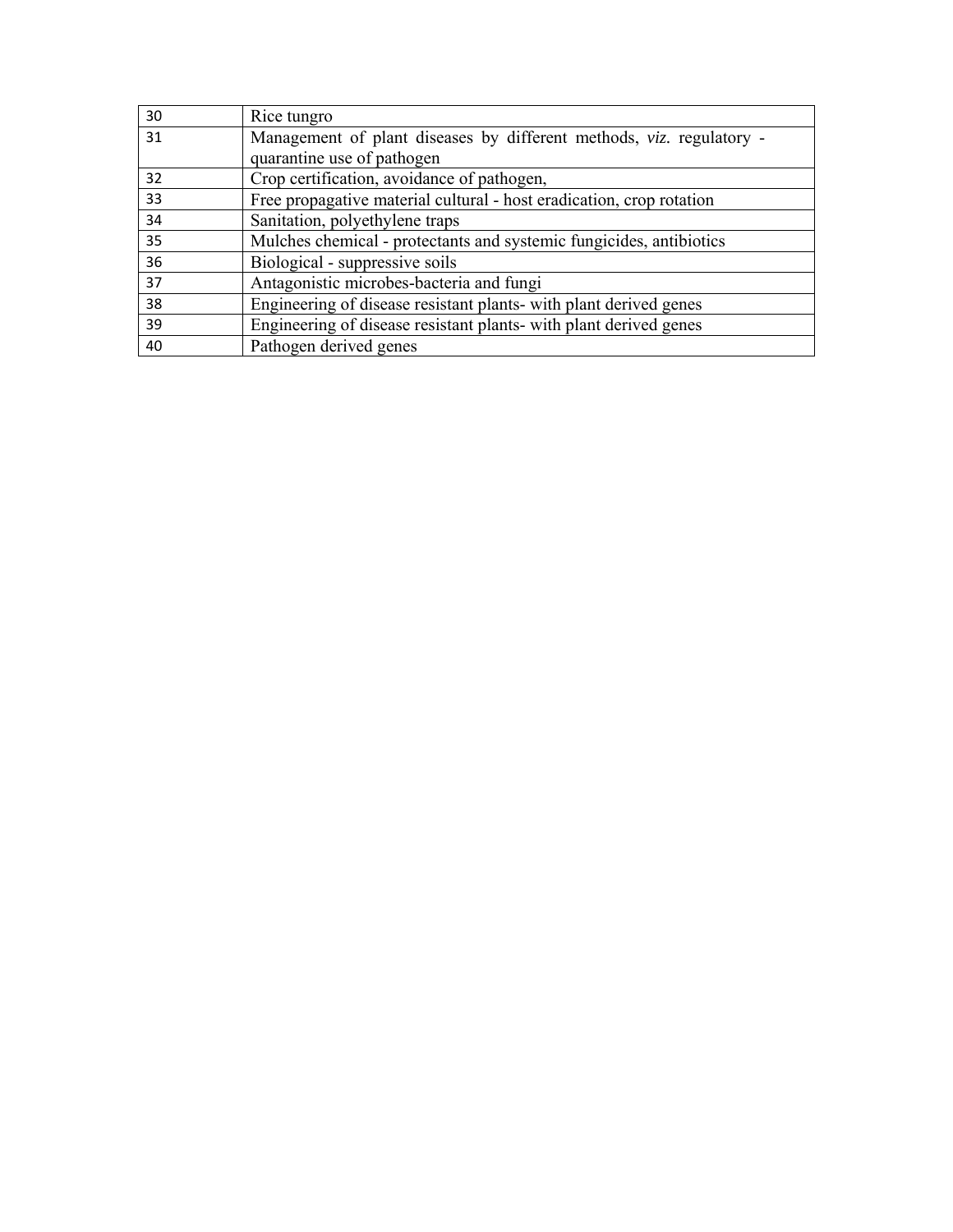| | |
|---|---|
| 30 | Rice tungro |
| 31 | Management of plant diseases by different methods, *viz.* regulatory - quarantine use of pathogen |
| 32 | Crop certification, avoidance of pathogen, |
| 33 | Free propagative material cultural - host eradication, crop rotation |
| 34 | Sanitation, polyethylene traps |
| 35 | Mulches chemical - protectants and systemic fungicides, antibiotics |
| 36 | Biological - suppressive soils |
| 37 | Antagonistic microbes-bacteria and fungi |
| 38 | Engineering of disease resistant plants- with plant derived genes |
| 39 | Engineering of disease resistant plants- with plant derived genes |
| 40 | Pathogen derived genes |